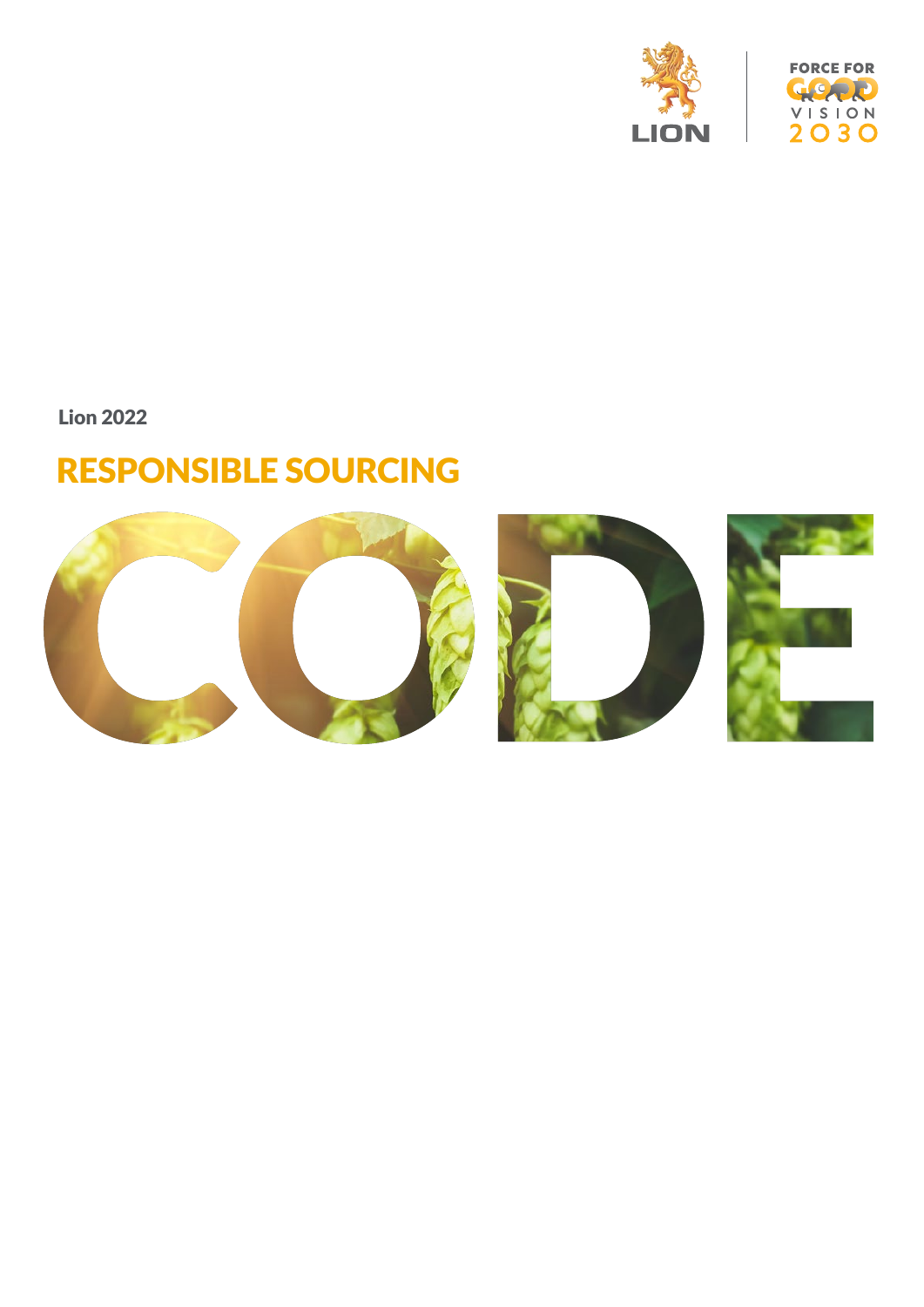LION

FORCE FOR GOOD VISION 2030

Lion 2022

# RESPONSIBLE SOURCING CODE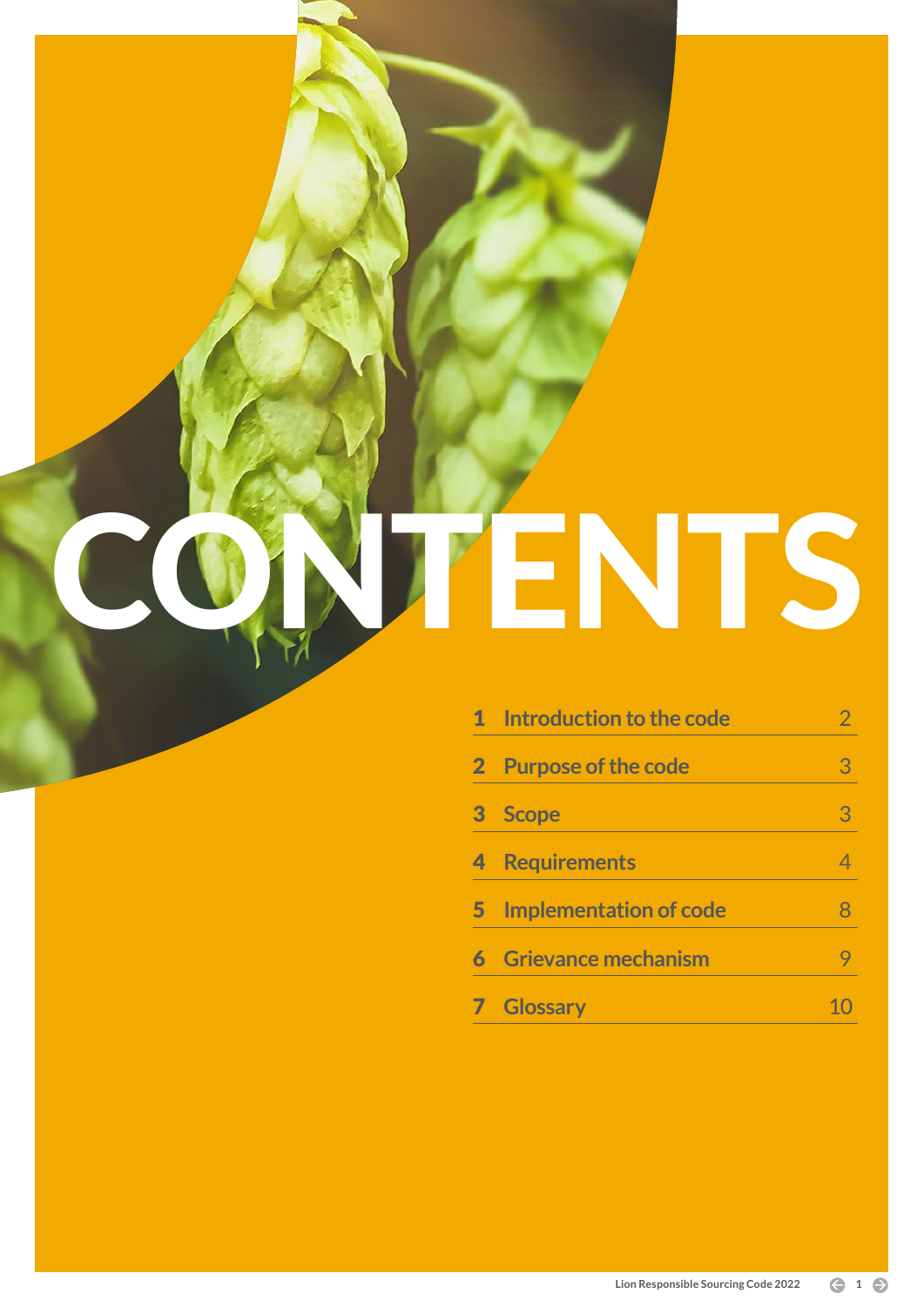# CONTENTS

| | | |
|---|---|---|
| 1 | Introduction to the code | 2 |
| 2 | Purpose of the code | 3 |
| 3 | Scope | 3 |
| 4 | Requirements | 4 |
| 5 | Implementation of code | 8 |
| 6 | Grievance mechanism | 9 |
| 7 | Glossary | 10 |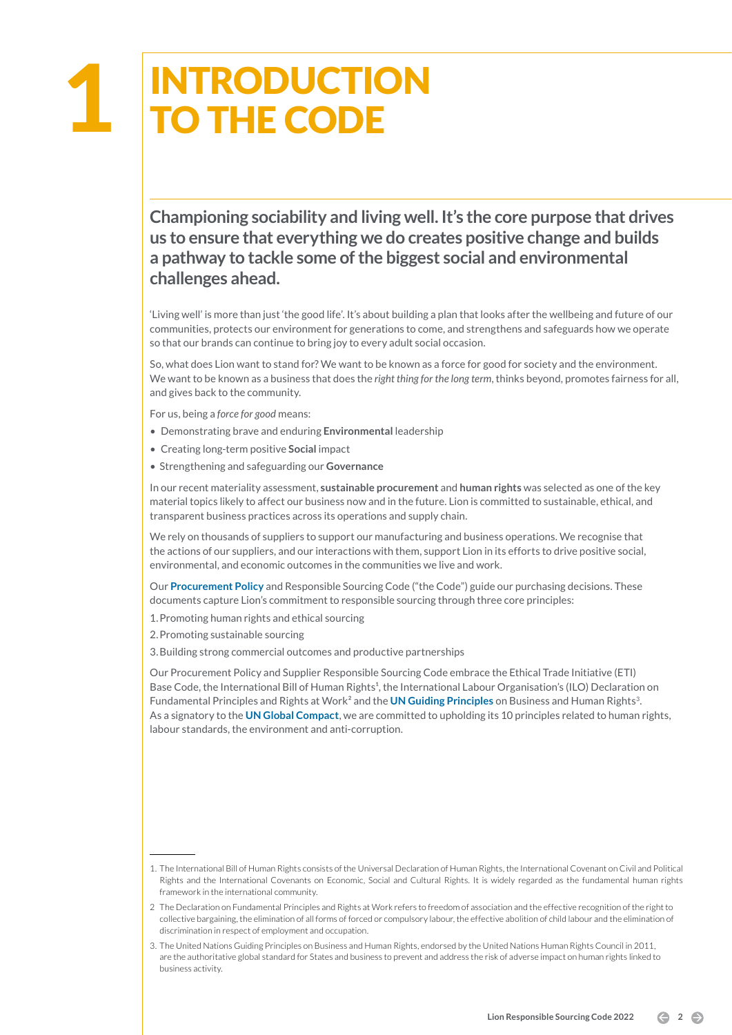# 1 INTRODUCTION TO THE CODE

**Championing sociability and living well. It's the core purpose that drives us to ensure that everything we do creates positive change and builds a pathway to tackle some of the biggest social and environmental challenges ahead.**

'Living well' is more than just 'the good life'. It's about building a plan that looks after the wellbeing and future of our communities, protects our environment for generations to come, and strengthens and safeguards how we operate so that our brands can continue to bring joy to every adult social occasion.

So, what does Lion want to stand for? We want to be known as a force for good for society and the environment. We want to be known as a business that does the *right thing for the long term*, thinks beyond, promotes fairness for all, and gives back to the community.

For us, being a *force for good* means:

- Demonstrating brave and enduring **Environmental** leadership
- Creating long-term positive **Social** impact
- Strengthening and safeguarding our **Governance**

In our recent materiality assessment, **sustainable procurement** and **human rights** was selected as one of the key material topics likely to affect our business now and in the future. Lion is committed to sustainable, ethical, and transparent business practices across its operations and supply chain.

We rely on thousands of suppliers to support our manufacturing and business operations. We recognise that the actions of our suppliers, and our interactions with them, support Lion in its efforts to drive positive social, environmental, and economic outcomes in the communities we live and work.

Our **Procurement Policy** and Responsible Sourcing Code ("the Code") guide our purchasing decisions. These documents capture Lion's commitment to responsible sourcing through three core principles:

1. Promoting human rights and ethical sourcing
2. Promoting sustainable sourcing
3. Building strong commercial outcomes and productive partnerships

Our Procurement Policy and Supplier Responsible Sourcing Code embrace the Ethical Trade Initiative (ETI) Base Code, the International Bill of Human Rights[1], the International Labour Organisation's (ILO) Declaration on Fundamental Principles and Rights at Work[2] and the **UN Guiding Principles** on Business and Human Rights[3]. As a signatory to the **UN Global Compact**, we are committed to upholding its 10 principles related to human rights, labour standards, the environment and anti-corruption.

---

1. The International Bill of Human Rights consists of the Universal Declaration of Human Rights, the International Covenant on Civil and Political Rights and the International Covenants on Economic, Social and Cultural Rights. It is widely regarded as the fundamental human rights framework in the international community.
2. The Declaration on Fundamental Principles and Rights at Work refers to freedom of association and the effective recognition of the right to collective bargaining, the elimination of all forms of forced or compulsory labour, the effective abolition of child labour and the elimination of discrimination in respect of employment and occupation.
3. The United Nations Guiding Principles on Business and Human Rights, endorsed by the United Nations Human Rights Council in 2011, are the authoritative global standard for States and business to prevent and address the risk of adverse impact on human rights linked to business activity.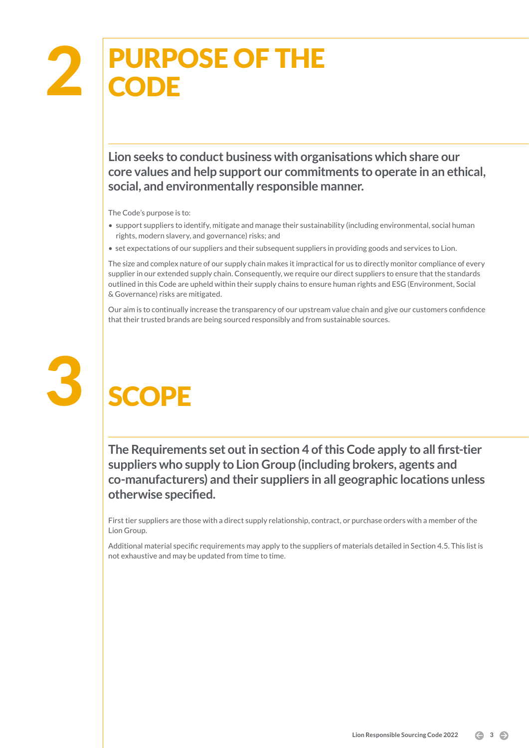# 2 PURPOSE OF THE CODE

**Lion seeks to conduct business with organisations which share our core values and help support our commitments to operate in an ethical, social, and environmentally responsible manner.**

The Code's purpose is to:

- support suppliers to identify, mitigate and manage their sustainability (including environmental, social human rights, modern slavery, and governance) risks; and
- set expectations of our suppliers and their subsequent suppliers in providing goods and services to Lion.

The size and complex nature of our supply chain makes it impractical for us to directly monitor compliance of every supplier in our extended supply chain. Consequently, we require our direct suppliers to ensure that the standards outlined in this Code are upheld within their supply chains to ensure human rights and ESG (Environment, Social & Governance) risks are mitigated.

Our aim is to continually increase the transparency of our upstream value chain and give our customers confidence that their trusted brands are being sourced responsibly and from sustainable sources.

# 3 SCOPE

**The Requirements set out in section 4 of this Code apply to all first-tier suppliers who supply to Lion Group (including brokers, agents and co-manufacturers) and their suppliers in all geographic locations unless otherwise specified.**

First tier suppliers are those with a direct supply relationship, contract, or purchase orders with a member of the Lion Group.

Additional material specific requirements may apply to the suppliers of materials detailed in Section 4.5. This list is not exhaustive and may be updated from time to time.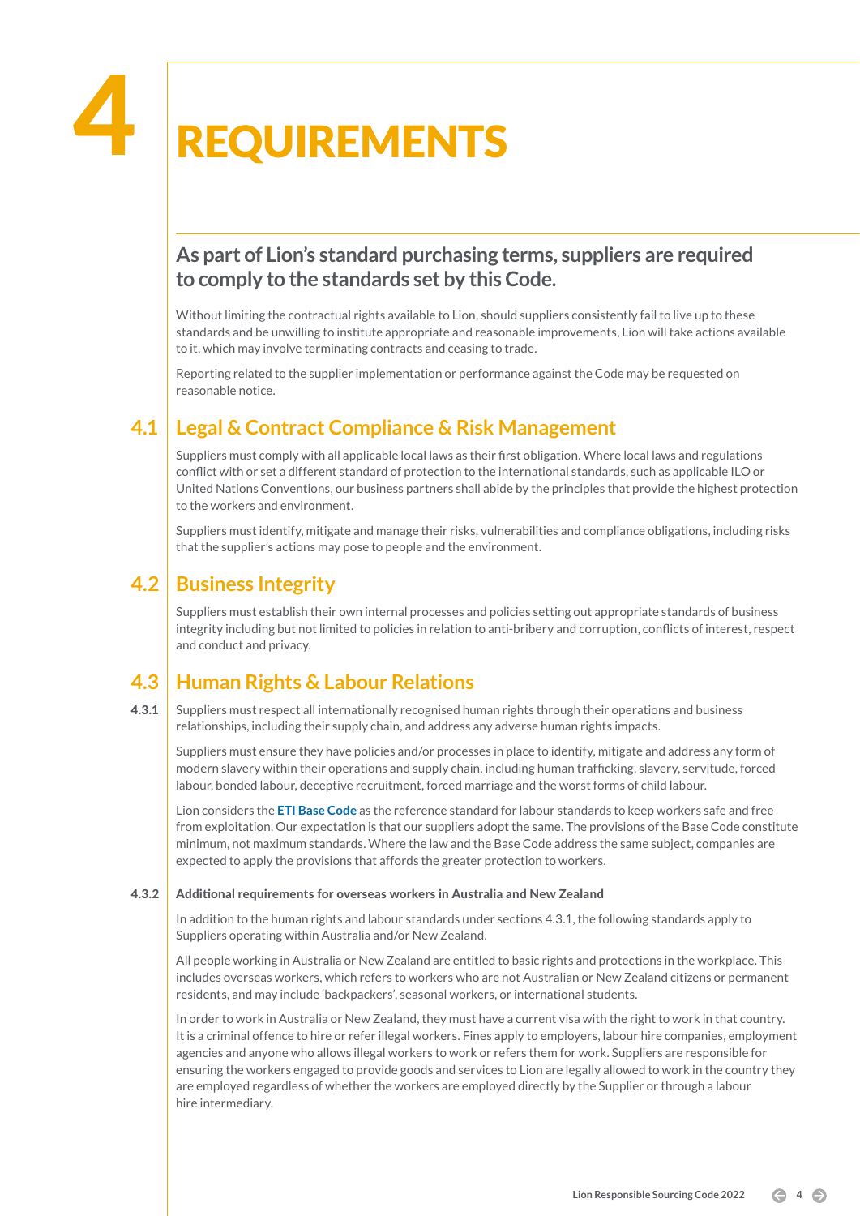# 4 REQUIREMENTS

## As part of Lion's standard purchasing terms, suppliers are required to comply to the standards set by this Code.

Without limiting the contractual rights available to Lion, should suppliers consistently fail to live up to these standards and be unwilling to institute appropriate and reasonable improvements, Lion will take actions available to it, which may involve terminating contracts and ceasing to trade.

Reporting related to the supplier implementation or performance against the Code may be requested on reasonable notice.

## 4.1 Legal & Contract Compliance & Risk Management

Suppliers must comply with all applicable local laws as their first obligation. Where local laws and regulations conflict with or set a different standard of protection to the international standards, such as applicable ILO or United Nations Conventions, our business partners shall abide by the principles that provide the highest protection to the workers and environment.

Suppliers must identify, mitigate and manage their risks, vulnerabilities and compliance obligations, including risks that the supplier's actions may pose to people and the environment.

## 4.2 Business Integrity

Suppliers must establish their own internal processes and policies setting out appropriate standards of business integrity including but not limited to policies in relation to anti-bribery and corruption, conflicts of interest, respect and conduct and privacy.

## 4.3 Human Rights & Labour Relations

**4.3.1** Suppliers must respect all internationally recognised human rights through their operations and business relationships, including their supply chain, and address any adverse human rights impacts.

Suppliers must ensure they have policies and/or processes in place to identify, mitigate and address any form of modern slavery within their operations and supply chain, including human trafficking, slavery, servitude, forced labour, bonded labour, deceptive recruitment, forced marriage and the worst forms of child labour.

Lion considers the **ETI Base Code** as the reference standard for labour standards to keep workers safe and free from exploitation. Our expectation is that our suppliers adopt the same. The provisions of the Base Code constitute minimum, not maximum standards. Where the law and the Base Code address the same subject, companies are expected to apply the provisions that affords the greater protection to workers.

**4.3.2 Additional requirements for overseas workers in Australia and New Zealand**

In addition to the human rights and labour standards under sections 4.3.1, the following standards apply to Suppliers operating within Australia and/or New Zealand.

All people working in Australia or New Zealand are entitled to basic rights and protections in the workplace. This includes overseas workers, which refers to workers who are not Australian or New Zealand citizens or permanent residents, and may include 'backpackers', seasonal workers, or international students.

In order to work in Australia or New Zealand, they must have a current visa with the right to work in that country. It is a criminal offence to hire or refer illegal workers. Fines apply to employers, labour hire companies, employment agencies and anyone who allows illegal workers to work or refers them for work. Suppliers are responsible for ensuring the workers engaged to provide goods and services to Lion are legally allowed to work in the country they are employed regardless of whether the workers are employed directly by the Supplier or through a labour hire intermediary.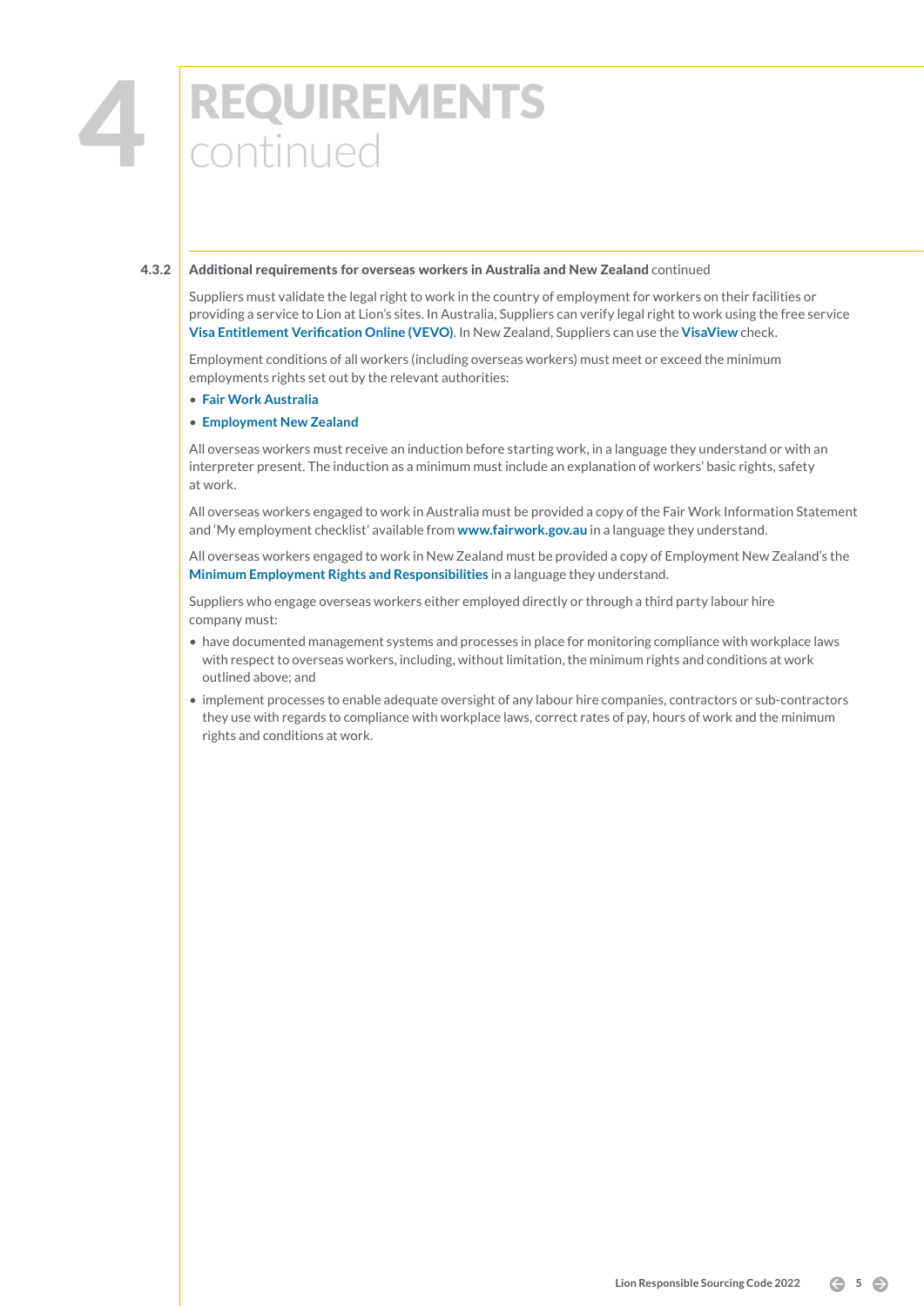# 4 REQUIREMENTS continued

### 4.3.2 Additional requirements for overseas workers in Australia and New Zealand continued

Suppliers must validate the legal right to work in the country of employment for workers on their facilities or providing a service to Lion at Lion's sites. In Australia, Suppliers can verify legal right to work using the free service **Visa Entitlement Verification Online (VEVO)**. In New Zealand, Suppliers can use the **VisaView** check.

Employment conditions of all workers (including overseas workers) must meet or exceed the minimum employments rights set out by the relevant authorities:

- **Fair Work Australia**
- **Employment New Zealand**

All overseas workers must receive an induction before starting work, in a language they understand or with an interpreter present. The induction as a minimum must include an explanation of workers' basic rights, safety at work.

All overseas workers engaged to work in Australia must be provided a copy of the Fair Work Information Statement and 'My employment checklist' available from **www.fairwork.gov.au** in a language they understand.

All overseas workers engaged to work in New Zealand must be provided a copy of Employment New Zealand's the **Minimum Employment Rights and Responsibilities** in a language they understand.

Suppliers who engage overseas workers either employed directly or through a third party labour hire company must:

- have documented management systems and processes in place for monitoring compliance with workplace laws with respect to overseas workers, including, without limitation, the minimum rights and conditions at work outlined above; and
- implement processes to enable adequate oversight of any labour hire companies, contractors or sub-contractors they use with regards to compliance with workplace laws, correct rates of pay, hours of work and the minimum rights and conditions at work.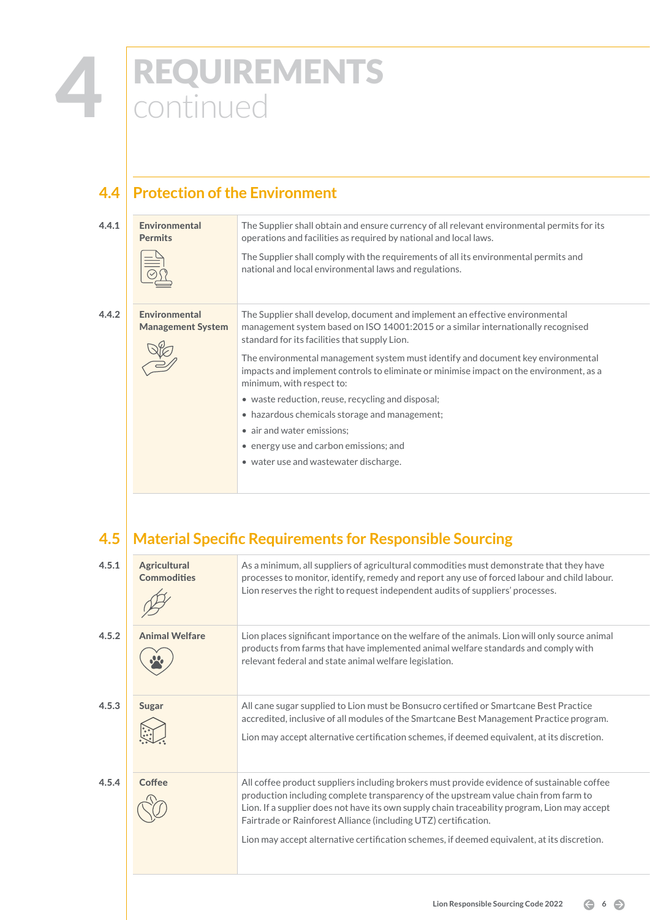# 4 REQUIREMENTS continued

## 4.4 Protection of the Environment

### 4.4.1 Environmental Permits

The Supplier shall obtain and ensure currency of all relevant environmental permits for its operations and facilities as required by national and local laws.

The Supplier shall comply with the requirements of all its environmental permits and national and local environmental laws and regulations.

### 4.4.2 Environmental Management System

The Supplier shall develop, document and implement an effective environmental management system based on ISO 14001:2015 or a similar internationally recognised standard for its facilities that supply Lion.

The environmental management system must identify and document key environmental impacts and implement controls to eliminate or minimise impact on the environment, as a minimum, with respect to:

- waste reduction, reuse, recycling and disposal;
- hazardous chemicals storage and management;
- air and water emissions;
- energy use and carbon emissions; and
- water use and wastewater discharge.

## 4.5 Material Specific Requirements for Responsible Sourcing

### 4.5.1 Agricultural Commodities

As a minimum, all suppliers of agricultural commodities must demonstrate that they have processes to monitor, identify, remedy and report any use of forced labour and child labour. Lion reserves the right to request independent audits of suppliers' processes.

### 4.5.2 Animal Welfare

Lion places significant importance on the welfare of the animals. Lion will only source animal products from farms that have implemented animal welfare standards and comply with relevant federal and state animal welfare legislation.

### 4.5.3 Sugar

All cane sugar supplied to Lion must be Bonsucro certified or Smartcane Best Practice accredited, inclusive of all modules of the Smartcane Best Management Practice program.

Lion may accept alternative certification schemes, if deemed equivalent, at its discretion.

### 4.5.4 Coffee

All coffee product suppliers including brokers must provide evidence of sustainable coffee production including complete transparency of the upstream value chain from farm to Lion. If a supplier does not have its own supply chain traceability program, Lion may accept Fairtrade or Rainforest Alliance (including UTZ) certification.

Lion may accept alternative certification schemes, if deemed equivalent, at its discretion.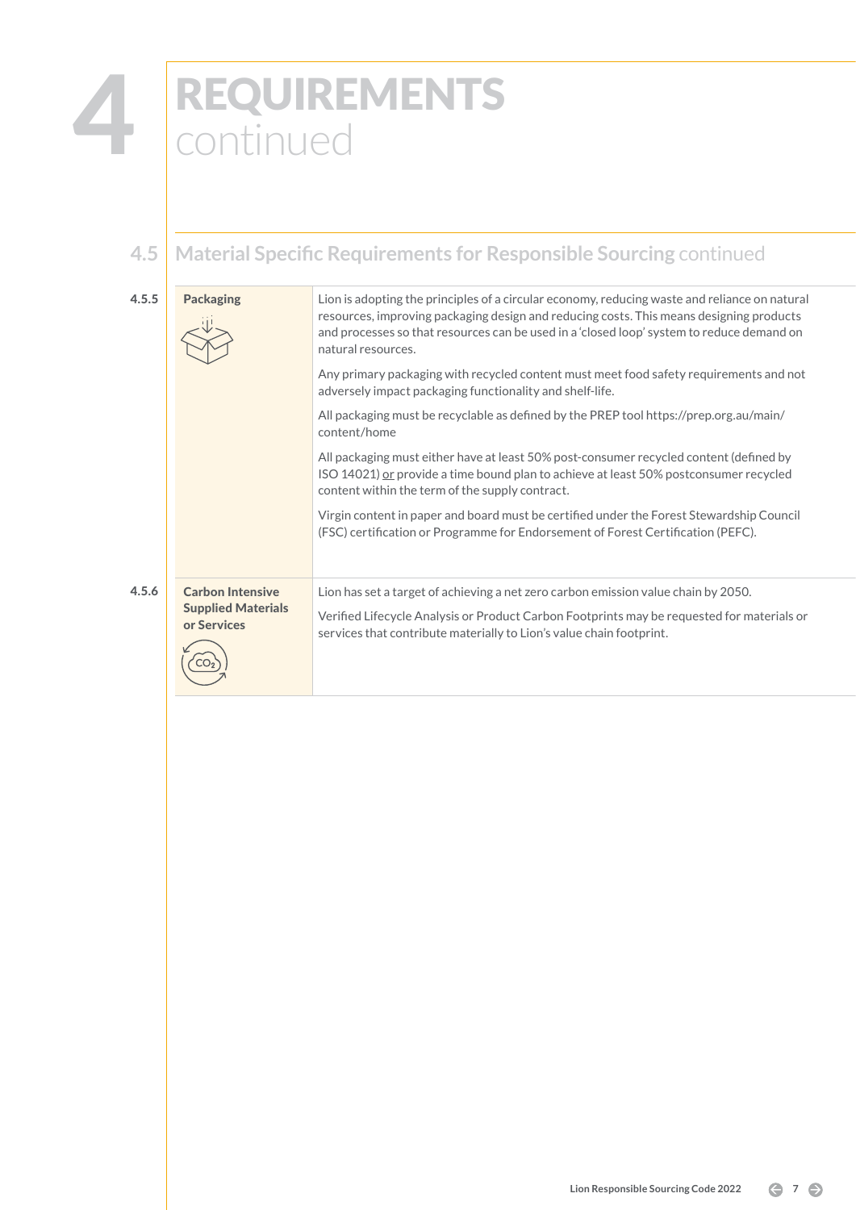# 4 REQUIREMENTS continued

## 4.5 Material Specific Requirements for Responsible Sourcing continued

| | | |
|---|---|---|
| 4.5.5 | **Packaging** | Lion is adopting the principles of a circular economy, reducing waste and reliance on natural resources, improving packaging design and reducing costs. This means designing products and processes so that resources can be used in a 'closed loop' system to reduce demand on natural resources.<br><br>Any primary packaging with recycled content must meet food safety requirements and not adversely impact packaging functionality and shelf-life.<br><br>All packaging must be recyclable as defined by the PREP tool https://prep.org.au/main/content/home<br><br>All packaging must either have at least 50% post-consumer recycled content (defined by ISO 14021) or provide a time bound plan to achieve at least 50% postconsumer recycled content within the term of the supply contract.<br><br>Virgin content in paper and board must be certified under the Forest Stewardship Council (FSC) certification or Programme for Endorsement of Forest Certification (PEFC). |
| 4.5.6 | **Carbon Intensive Supplied Materials or Services** | Lion has set a target of achieving a net zero carbon emission value chain by 2050.<br><br>Verified Lifecycle Analysis or Product Carbon Footprints may be requested for materials or services that contribute materially to Lion's value chain footprint. |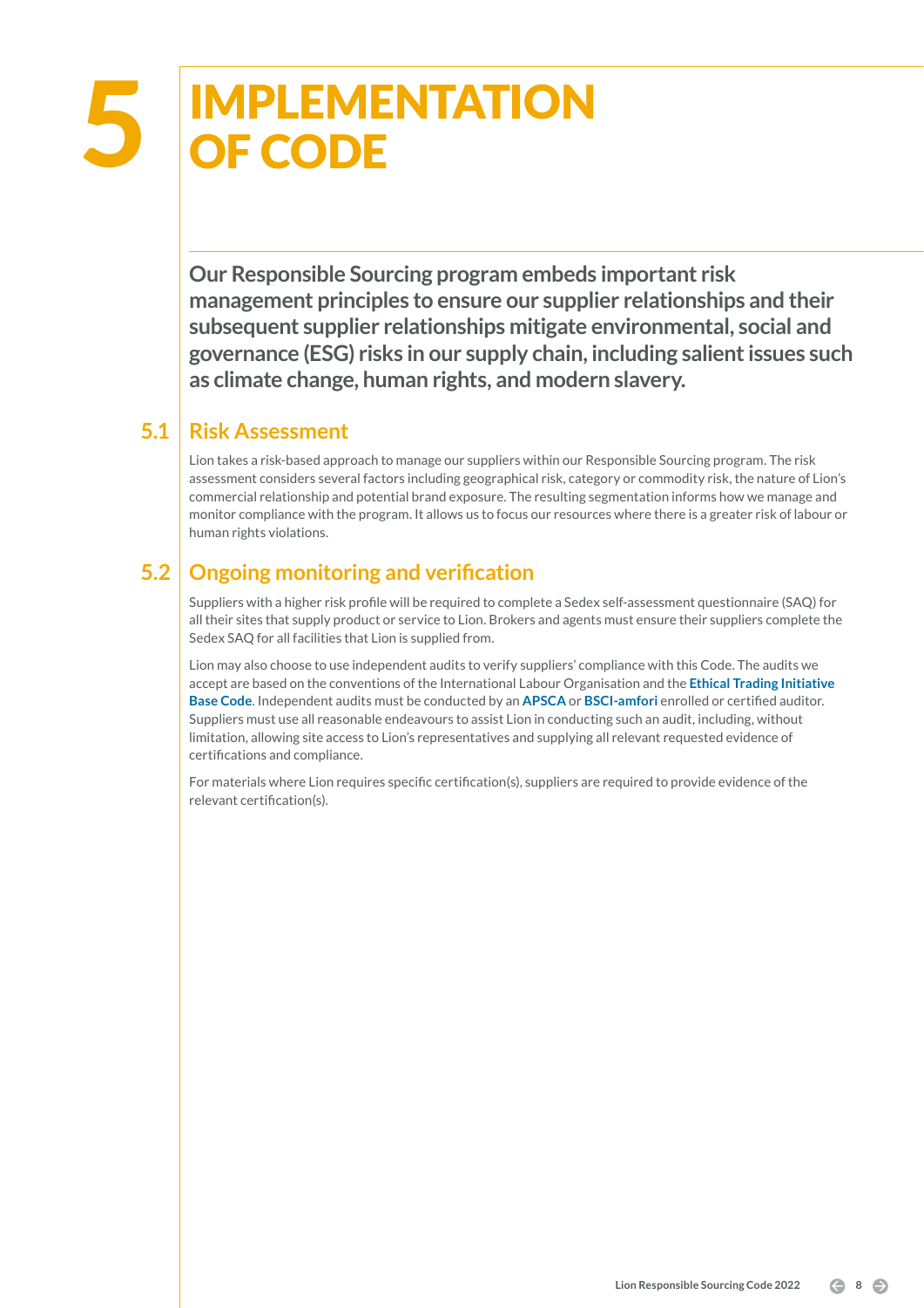# 5 IMPLEMENTATION OF CODE

**Our Responsible Sourcing program embeds important risk management principles to ensure our supplier relationships and their subsequent supplier relationships mitigate environmental, social and governance (ESG) risks in our supply chain, including salient issues such as climate change, human rights, and modern slavery.**

## 5.1 Risk Assessment

Lion takes a risk-based approach to manage our suppliers within our Responsible Sourcing program. The risk assessment considers several factors including geographical risk, category or commodity risk, the nature of Lion's commercial relationship and potential brand exposure. The resulting segmentation informs how we manage and monitor compliance with the program. It allows us to focus our resources where there is a greater risk of labour or human rights violations.

## 5.2 Ongoing monitoring and verification

Suppliers with a higher risk profile will be required to complete a Sedex self-assessment questionnaire (SAQ) for all their sites that supply product or service to Lion. Brokers and agents must ensure their suppliers complete the Sedex SAQ for all facilities that Lion is supplied from.

Lion may also choose to use independent audits to verify suppliers' compliance with this Code. The audits we accept are based on the conventions of the International Labour Organisation and the **Ethical Trading Initiative Base Code**. Independent audits must be conducted by an **APSCA** or **BSCI-amfori** enrolled or certified auditor. Suppliers must use all reasonable endeavours to assist Lion in conducting such an audit, including, without limitation, allowing site access to Lion's representatives and supplying all relevant requested evidence of certifications and compliance.

For materials where Lion requires specific certification(s), suppliers are required to provide evidence of the relevant certification(s).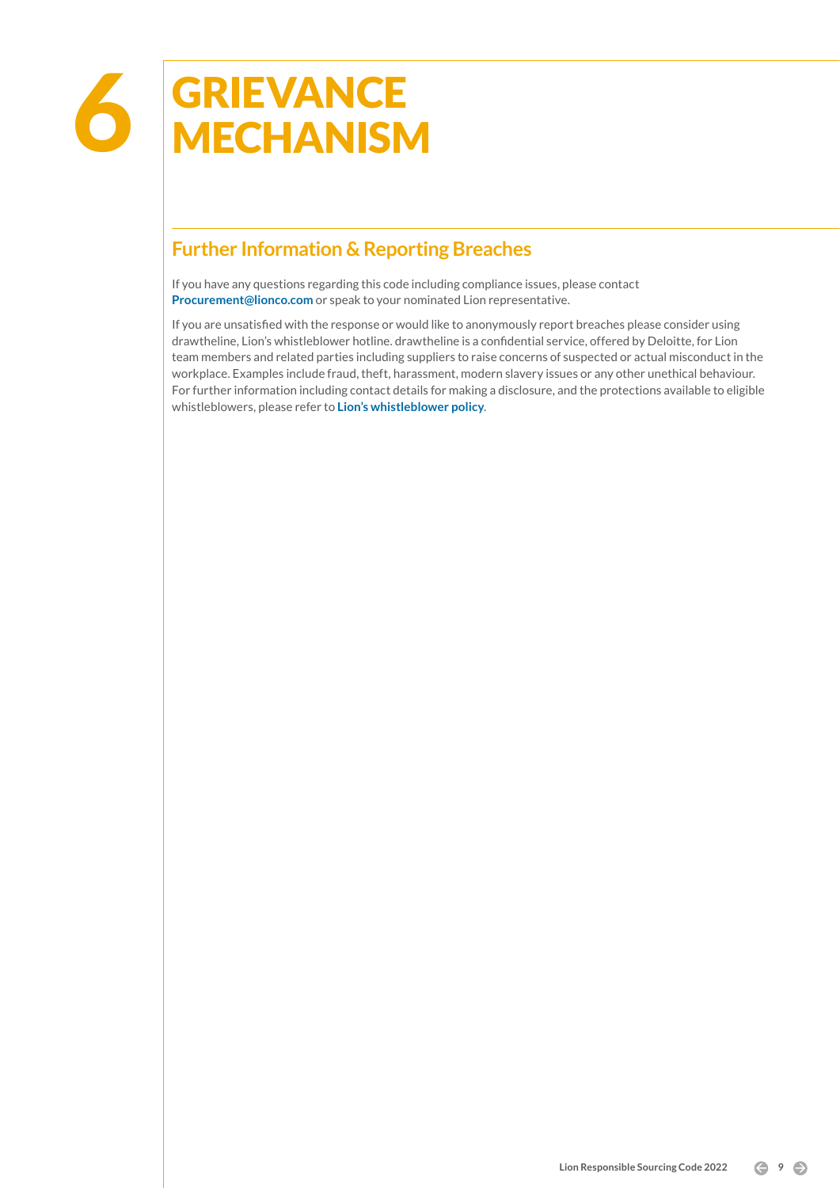# 6 GRIEVANCE MECHANISM

## Further Information & Reporting Breaches

If you have any questions regarding this code including compliance issues, please contact **Procurement@lionco.com** or speak to your nominated Lion representative.

If you are unsatisfied with the response or would like to anonymously report breaches please consider using drawtheline, Lion's whistleblower hotline. drawtheline is a confidential service, offered by Deloitte, for Lion team members and related parties including suppliers to raise concerns of suspected or actual misconduct in the workplace. Examples include fraud, theft, harassment, modern slavery issues or any other unethical behaviour. For further information including contact details for making a disclosure, and the protections available to eligible whistleblowers, please refer to **Lion's whistleblower policy**.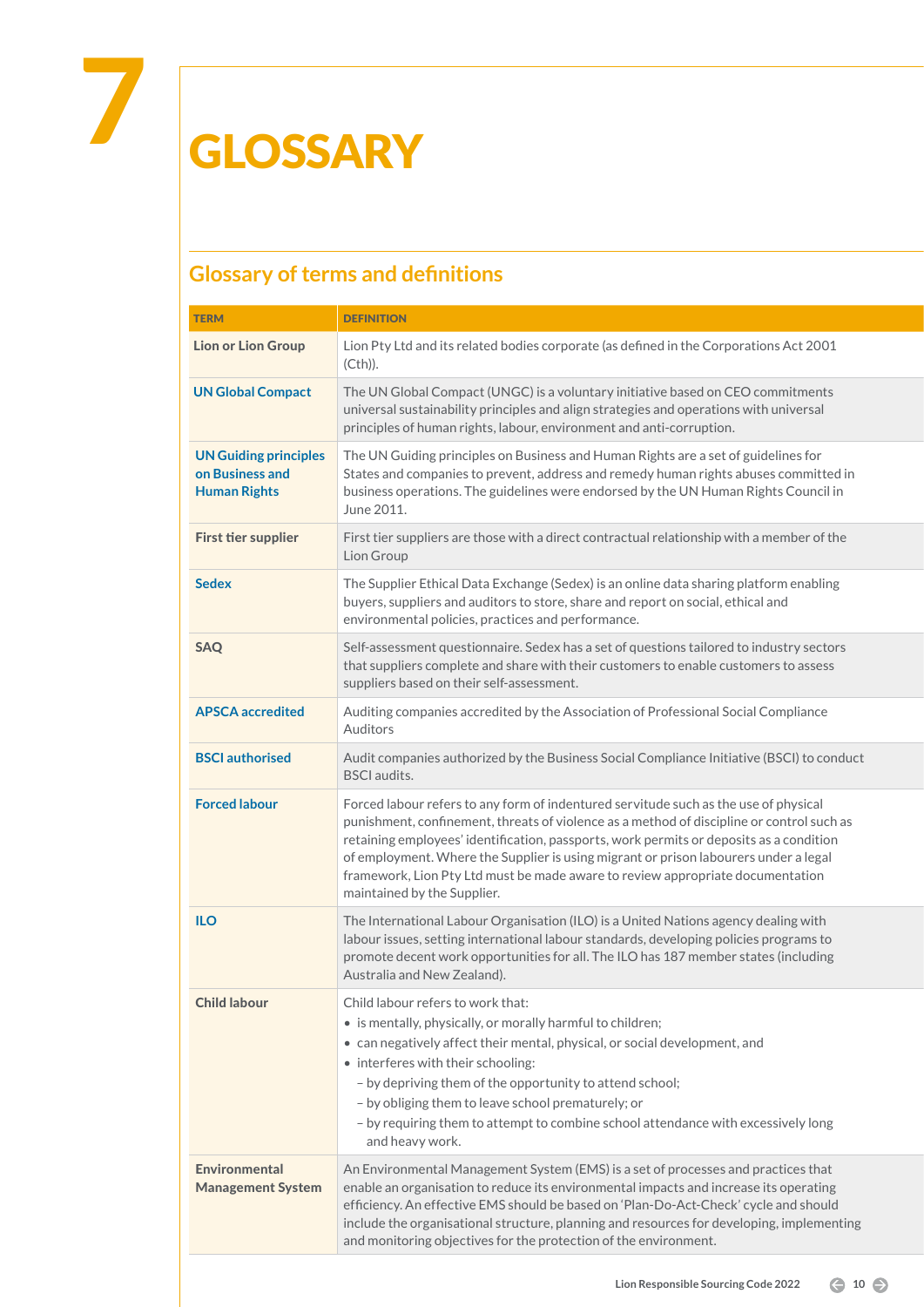# 7 GLOSSARY

## Glossary of terms and definitions

| TERM | DEFINITION |
|---|---|
| **Lion or Lion Group** | Lion Pty Ltd and its related bodies corporate (as defined in the Corporations Act 2001 (Cth)). |
| **UN Global Compact** | The UN Global Compact (UNGC) is a voluntary initiative based on CEO commitments universal sustainability principles and align strategies and operations with universal principles of human rights, labour, environment and anti-corruption. |
| **UN Guiding principles on Business and Human Rights** | The UN Guiding principles on Business and Human Rights are a set of guidelines for States and companies to prevent, address and remedy human rights abuses committed in business operations. The guidelines were endorsed by the UN Human Rights Council in June 2011. |
| **First tier supplier** | First tier suppliers are those with a direct contractual relationship with a member of the Lion Group |
| **Sedex** | The Supplier Ethical Data Exchange (Sedex) is an online data sharing platform enabling buyers, suppliers and auditors to store, share and report on social, ethical and environmental policies, practices and performance. |
| **SAQ** | Self-assessment questionnaire. Sedex has a set of questions tailored to industry sectors that suppliers complete and share with their customers to enable customers to assess suppliers based on their self-assessment. |
| **APSCA accredited** | Auditing companies accredited by the Association of Professional Social Compliance Auditors |
| **BSCI authorised** | Audit companies authorized by the Business Social Compliance Initiative (BSCI) to conduct BSCI audits. |
| **Forced labour** | Forced labour refers to any form of indentured servitude such as the use of physical punishment, confinement, threats of violence as a method of discipline or control such as retaining employees' identification, passports, work permits or deposits as a condition of employment. Where the Supplier is using migrant or prison labourers under a legal framework, Lion Pty Ltd must be made aware to review appropriate documentation maintained by the Supplier. |
| **ILO** | The International Labour Organisation (ILO) is a United Nations agency dealing with labour issues, setting international labour standards, developing policies programs to promote decent work opportunities for all. The ILO has 187 member states (including Australia and New Zealand). |
| **Child labour** | Child labour refers to work that:<br>• is mentally, physically, or morally harmful to children;<br>• can negatively affect their mental, physical, or social development, and<br>• interferes with their schooling:<br>– by depriving them of the opportunity to attend school;<br>– by obliging them to leave school prematurely; or<br>– by requiring them to attempt to combine school attendance with excessively long and heavy work. |
| **Environmental Management System** | An Environmental Management System (EMS) is a set of processes and practices that enable an organisation to reduce its environmental impacts and increase its operating efficiency. An effective EMS should be based on 'Plan-Do-Act-Check' cycle and should include the organisational structure, planning and resources for developing, implementing and monitoring objectives for the protection of the environment. |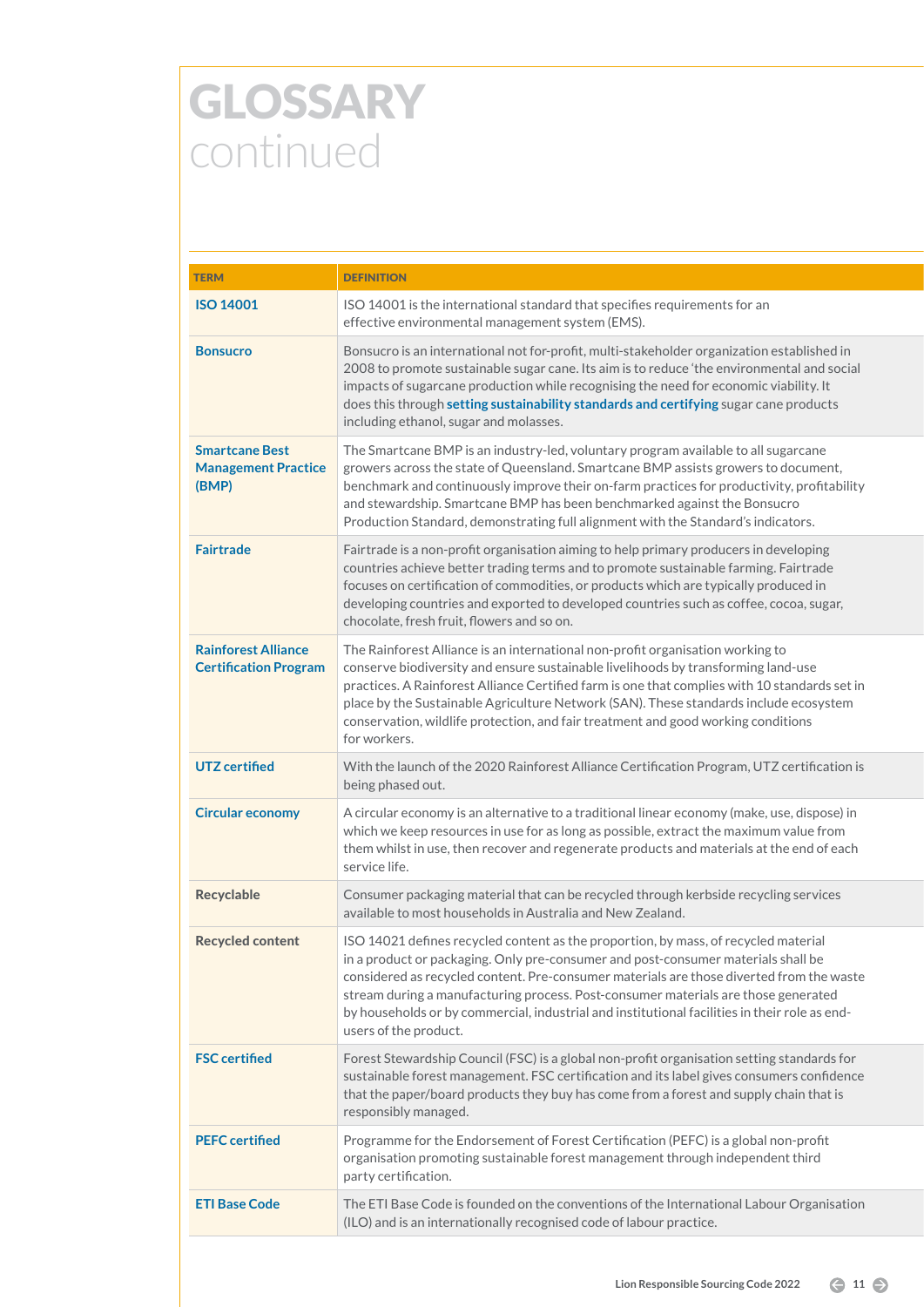# GLOSSARY continued

| TERM | DEFINITION |
|---|---|
| **ISO 14001** | ISO 14001 is the international standard that specifies requirements for an effective environmental management system (EMS). |
| **Bonsucro** | Bonsucro is an international not for-profit, multi-stakeholder organization established in 2008 to promote sustainable sugar cane. Its aim is to reduce 'the environmental and social impacts of sugarcane production while recognising the need for economic viability. It does this through **setting sustainability standards and certifying** sugar cane products including ethanol, sugar and molasses. |
| **Smartcane Best Management Practice (BMP)** | The Smartcane BMP is an industry-led, voluntary program available to all sugarcane growers across the state of Queensland. Smartcane BMP assists growers to document, benchmark and continuously improve their on-farm practices for productivity, profitability and stewardship. Smartcane BMP has been benchmarked against the Bonsucro Production Standard, demonstrating full alignment with the Standard's indicators. |
| **Fairtrade** | Fairtrade is a non-profit organisation aiming to help primary producers in developing countries achieve better trading terms and to promote sustainable farming. Fairtrade focuses on certification of commodities, or products which are typically produced in developing countries and exported to developed countries such as coffee, cocoa, sugar, chocolate, fresh fruit, flowers and so on. |
| **Rainforest Alliance Certification Program** | The Rainforest Alliance is an international non-profit organisation working to conserve biodiversity and ensure sustainable livelihoods by transforming land-use practices. A Rainforest Alliance Certified farm is one that complies with 10 standards set in place by the Sustainable Agriculture Network (SAN). These standards include ecosystem conservation, wildlife protection, and fair treatment and good working conditions for workers. |
| **UTZ certified** | With the launch of the 2020 Rainforest Alliance Certification Program, UTZ certification is being phased out. |
| **Circular economy** | A circular economy is an alternative to a traditional linear economy (make, use, dispose) in which we keep resources in use for as long as possible, extract the maximum value from them whilst in use, then recover and regenerate products and materials at the end of each service life. |
| **Recyclable** | Consumer packaging material that can be recycled through kerbside recycling services available to most households in Australia and New Zealand. |
| **Recycled content** | ISO 14021 defines recycled content as the proportion, by mass, of recycled material in a product or packaging. Only pre-consumer and post-consumer materials shall be considered as recycled content. Pre-consumer materials are those diverted from the waste stream during a manufacturing process. Post-consumer materials are those generated by households or by commercial, industrial and institutional facilities in their role as end-users of the product. |
| **FSC certified** | Forest Stewardship Council (FSC) is a global non-profit organisation setting standards for sustainable forest management. FSC certification and its label gives consumers confidence that the paper/board products they buy has come from a forest and supply chain that is responsibly managed. |
| **PEFC certified** | Programme for the Endorsement of Forest Certification (PEFC) is a global non-profit organisation promoting sustainable forest management through independent third party certification. |
| **ETI Base Code** | The ETI Base Code is founded on the conventions of the International Labour Organisation (ILO) and is an internationally recognised code of labour practice. |